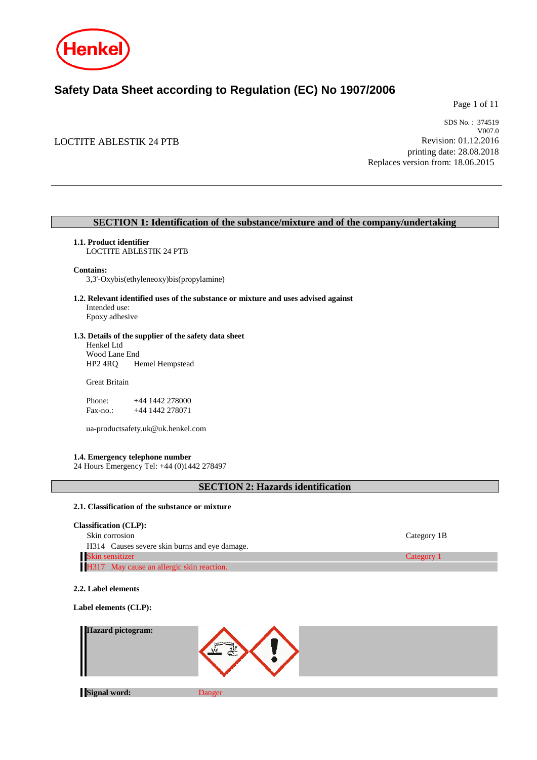Henkel

# Safety Data Sheet according to Regulation (EC) No 1907/2006

LOCTITE ABLESTIK 24 PTB

SDS No. : 374519
V007.0
Revision: 01.12.2016
printing date: 28.08.2018
Replaces version from: 18.06.2015

## SECTION 1: Identification of the substance/mixture and of the company/undertaking

**1.1. Product identifier**
LOCTITE ABLESTIK 24 PTB

**Contains:**
3,3'-Oxybis(ethyleneoxy)bis(propylamine)

**1.2. Relevant identified uses of the substance or mixture and uses advised against**
Intended use:
Epoxy adhesive

**1.3. Details of the supplier of the safety data sheet**
Henkel Ltd
Wood Lane End
HP2 4RQ Hemel Hempstead

Great Britain

Phone: +44 1442 278000
Fax-no.: +44 1442 278071

ua-productsafety.uk@uk.henkel.com

**1.4. Emergency telephone number**
24 Hours Emergency Tel: +44 (0)1442 278497

## SECTION 2: Hazards identification

**2.1. Classification of the substance or mixture**

**Classification (CLP):**

| | |
|---|---|
| Skin corrosion | Category 1B |
| H314 Causes severe skin burns and eye damage. | |
| Skin sensitizer | Category 1 |
| H317 May cause an allergic skin reaction. | |

**2.2. Label elements**

**Label elements (CLP):**

**Hazard pictogram:**

**Signal word:** Danger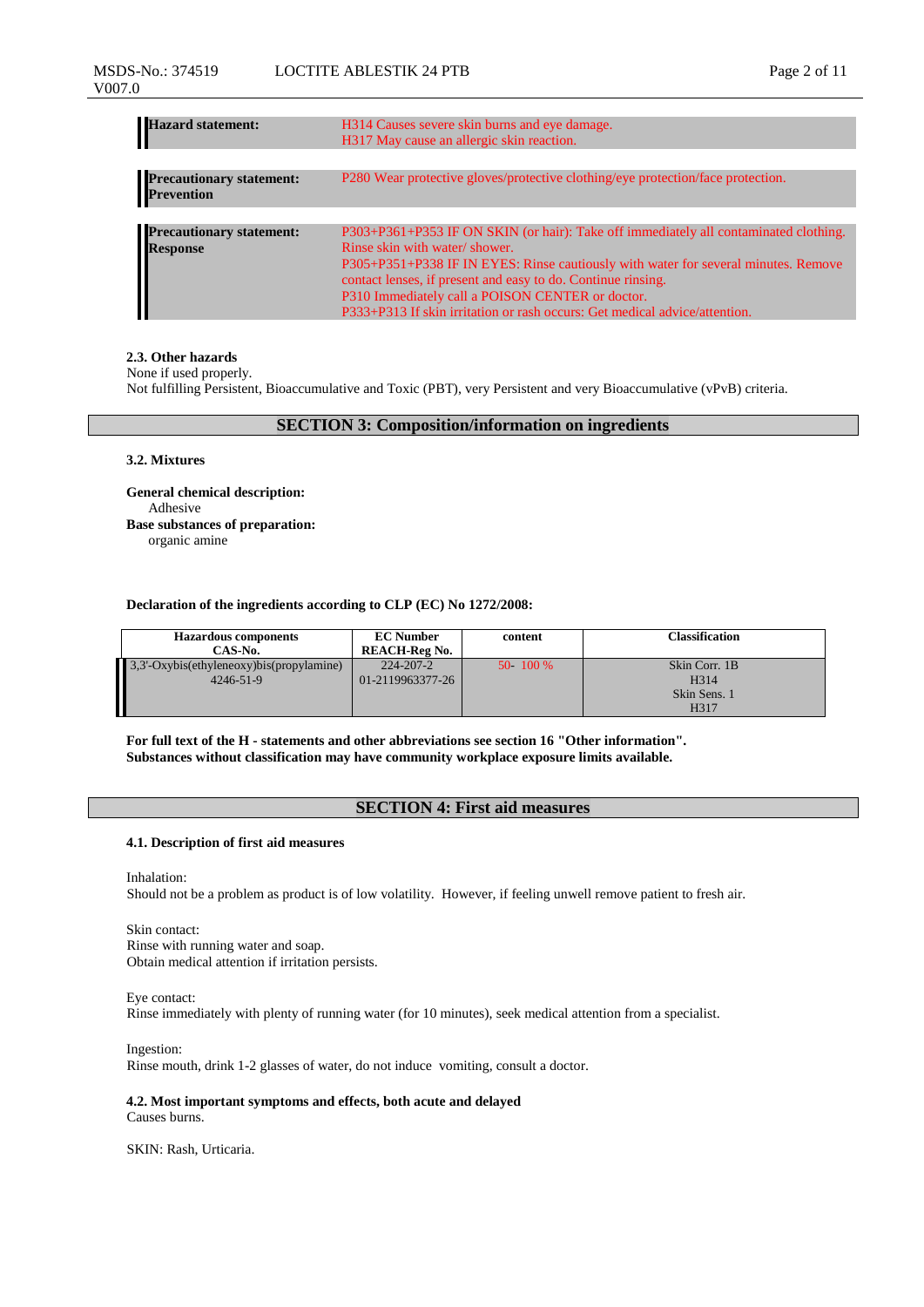| | |
|---|---|
| **Hazard statement:** | H314 Causes severe skin burns and eye damage.<br>H317 May cause an allergic skin reaction. |

| | |
|---|---|
| **Precautionary statement: Prevention** | P280 Wear protective gloves/protective clothing/eye protection/face protection. |

| | |
|---|---|
| **Precautionary statement: Response** | P303+P361+P353 IF ON SKIN (or hair): Take off immediately all contaminated clothing. Rinse skin with water/ shower.<br>P305+P351+P338 IF IN EYES: Rinse cautiously with water for several minutes. Remove contact lenses, if present and easy to do. Continue rinsing.<br>P310 Immediately call a POISON CENTER or doctor.<br>P333+P313 If skin irritation or rash occurs: Get medical advice/attention. |

**2.3. Other hazards**
None if used properly.
Not fulfilling Persistent, Bioaccumulative and Toxic (PBT), very Persistent and very Bioaccumulative (vPvB) criteria.

## SECTION 3: Composition/information on ingredients

**3.2. Mixtures**

**General chemical description:**
Adhesive
**Base substances of preparation:**
organic amine

**Declaration of the ingredients according to CLP (EC) No 1272/2008:**

| Hazardous components CAS-No. | EC Number REACH-Reg No. | content | Classification |
|---|---|---|---|
| 3,3'-Oxybis(ethyleneoxy)bis(propylamine)<br>4246-51-9 | 224-207-2<br>01-2119963377-26 | 50- 100 % | Skin Corr. 1B<br>H314<br>Skin Sens. 1<br>H317 |

**For full text of the H - statements and other abbreviations see section 16 "Other information".**
**Substances without classification may have community workplace exposure limits available.**

## SECTION 4: First aid measures

**4.1. Description of first aid measures**

Inhalation:
Should not be a problem as product is of low volatility. However, if feeling unwell remove patient to fresh air.

Skin contact:
Rinse with running water and soap.
Obtain medical attention if irritation persists.

Eye contact:
Rinse immediately with plenty of running water (for 10 minutes), seek medical attention from a specialist.

Ingestion:
Rinse mouth, drink 1-2 glasses of water, do not induce vomiting, consult a doctor.

**4.2. Most important symptoms and effects, both acute and delayed**
Causes burns.

SKIN: Rash, Urticaria.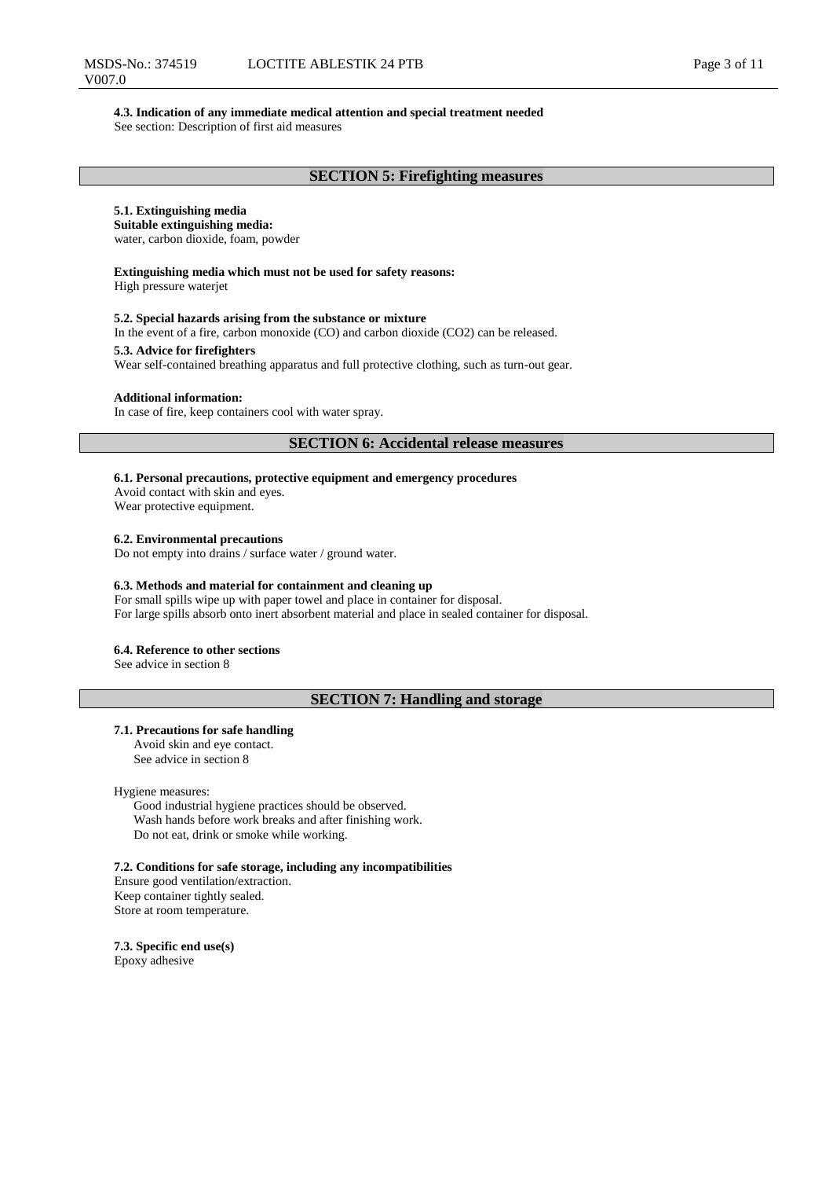**4.3. Indication of any immediate medical attention and special treatment needed**
See section: Description of first aid measures

## SECTION 5: Firefighting measures

**5.1. Extinguishing media**
**Suitable extinguishing media:**
water, carbon dioxide, foam, powder

**Extinguishing media which must not be used for safety reasons:**
High pressure waterjet

**5.2. Special hazards arising from the substance or mixture**
In the event of a fire, carbon monoxide (CO) and carbon dioxide ($CO_2$) can be released.

**5.3. Advice for firefighters**
Wear self-contained breathing apparatus and full protective clothing, such as turn-out gear.

**Additional information:**
In case of fire, keep containers cool with water spray.

## SECTION 6: Accidental release measures

**6.1. Personal precautions, protective equipment and emergency procedures**
Avoid contact with skin and eyes.
Wear protective equipment.

**6.2. Environmental precautions**
Do not empty into drains / surface water / ground water.

**6.3. Methods and material for containment and cleaning up**
For small spills wipe up with paper towel and place in container for disposal.
For large spills absorb onto inert absorbent material and place in sealed container for disposal.

**6.4. Reference to other sections**
See advice in section 8

## SECTION 7: Handling and storage

**7.1. Precautions for safe handling**
Avoid skin and eye contact.
See advice in section 8

Hygiene measures:
Good industrial hygiene practices should be observed.
Wash hands before work breaks and after finishing work.
Do not eat, drink or smoke while working.

**7.2. Conditions for safe storage, including any incompatibilities**
Ensure good ventilation/extraction.
Keep container tightly sealed.
Store at room temperature.

**7.3. Specific end use(s)**
Epoxy adhesive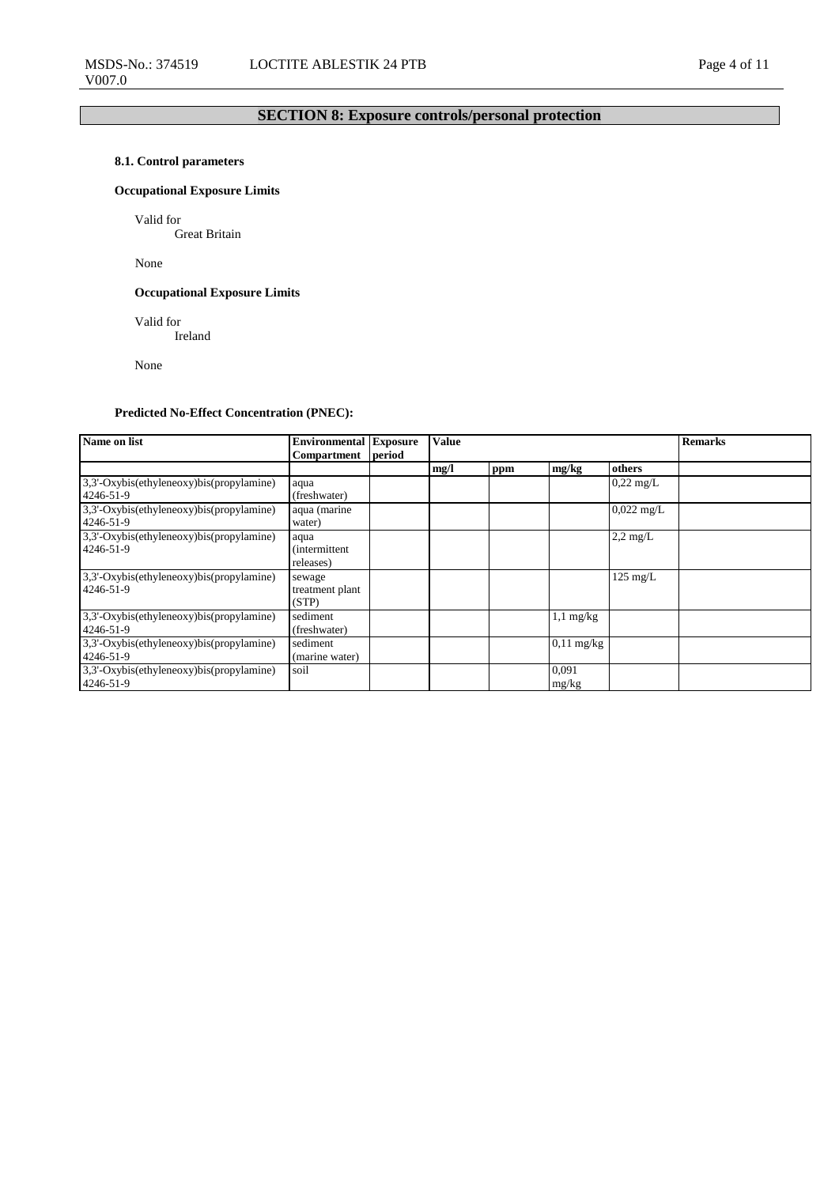## SECTION 8: Exposure controls/personal protection

### 8.1. Control parameters

**Occupational Exposure Limits**

Valid for
Great Britain

None

**Occupational Exposure Limits**

Valid for
Ireland

None

**Predicted No-Effect Concentration (PNEC):**

| Name on list | Environmental Compartment | Exposure period | Value | | | | Remarks |
|---|---|---|---|---|---|---|---|
| | | | mg/l | ppm | mg/kg | others | |
| 3,3'-Oxybis(ethyleneoxy)bis(propylamine) 4246-51-9 | aqua (freshwater) | | | | | 0,22 mg/L | |
| 3,3'-Oxybis(ethyleneoxy)bis(propylamine) 4246-51-9 | aqua (marine water) | | | | | 0,022 mg/L | |
| 3,3'-Oxybis(ethyleneoxy)bis(propylamine) 4246-51-9 | aqua (intermittent releases) | | | | | 2,2 mg/L | |
| 3,3'-Oxybis(ethyleneoxy)bis(propylamine) 4246-51-9 | sewage treatment plant (STP) | | | | | 125 mg/L | |
| 3,3'-Oxybis(ethyleneoxy)bis(propylamine) 4246-51-9 | sediment (freshwater) | | | | 1,1 mg/kg | | |
| 3,3'-Oxybis(ethyleneoxy)bis(propylamine) 4246-51-9 | sediment (marine water) | | | | 0,11 mg/kg | | |
| 3,3'-Oxybis(ethyleneoxy)bis(propylamine) 4246-51-9 | soil | | | | 0,091 mg/kg | | |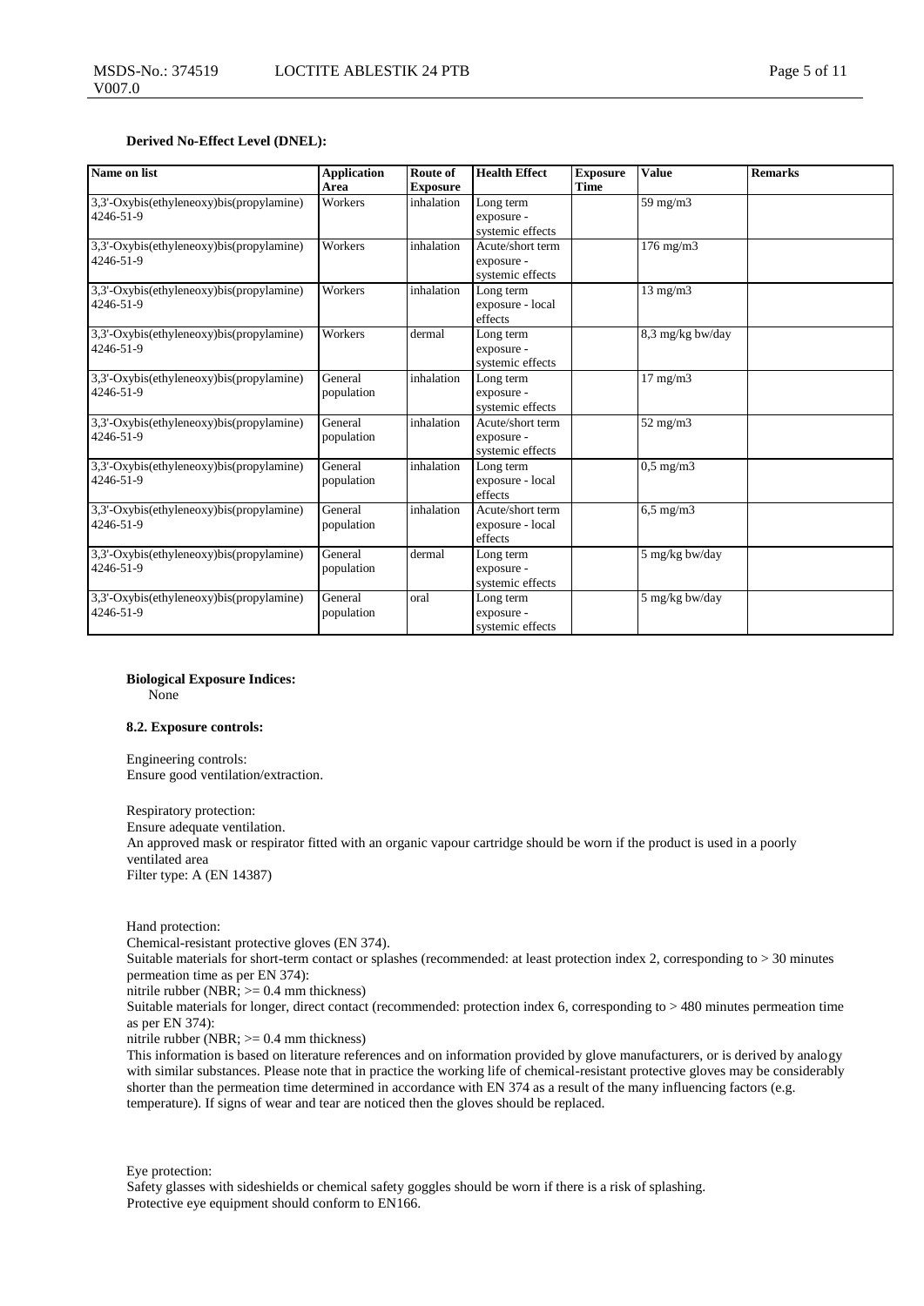**Derived No-Effect Level (DNEL):**

| Name on list | Application Area | Route of Exposure | Health Effect | Exposure Time | Value | Remarks |
|---|---|---|---|---|---|---|
| 3,3'-Oxybis(ethyleneoxy)bis(propylamine) 4246-51-9 | Workers | inhalation | Long term exposure - systemic effects | | 59 mg/m3 | |
| 3,3'-Oxybis(ethyleneoxy)bis(propylamine) 4246-51-9 | Workers | inhalation | Acute/short term exposure - systemic effects | | 176 mg/m3 | |
| 3,3'-Oxybis(ethyleneoxy)bis(propylamine) 4246-51-9 | Workers | inhalation | Long term exposure - local effects | | 13 mg/m3 | |
| 3,3'-Oxybis(ethyleneoxy)bis(propylamine) 4246-51-9 | Workers | dermal | Long term exposure - systemic effects | | 8,3 mg/kg bw/day | |
| 3,3'-Oxybis(ethyleneoxy)bis(propylamine) 4246-51-9 | General population | inhalation | Long term exposure - systemic effects | | 17 mg/m3 | |
| 3,3'-Oxybis(ethyleneoxy)bis(propylamine) 4246-51-9 | General population | inhalation | Acute/short term exposure - systemic effects | | 52 mg/m3 | |
| 3,3'-Oxybis(ethyleneoxy)bis(propylamine) 4246-51-9 | General population | inhalation | Long term exposure - local effects | | 0,5 mg/m3 | |
| 3,3'-Oxybis(ethyleneoxy)bis(propylamine) 4246-51-9 | General population | inhalation | Acute/short term exposure - local effects | | 6,5 mg/m3 | |
| 3,3'-Oxybis(ethyleneoxy)bis(propylamine) 4246-51-9 | General population | dermal | Long term exposure - systemic effects | | 5 mg/kg bw/day | |
| 3,3'-Oxybis(ethyleneoxy)bis(propylamine) 4246-51-9 | General population | oral | Long term exposure - systemic effects | | 5 mg/kg bw/day | |

**Biological Exposure Indices:**
None

**8.2. Exposure controls:**

Engineering controls:
Ensure good ventilation/extraction.

Respiratory protection:
Ensure adequate ventilation.
An approved mask or respirator fitted with an organic vapour cartridge should be worn if the product is used in a poorly ventilated area
Filter type: A (EN 14387)

Hand protection:
Chemical-resistant protective gloves (EN 374).
Suitable materials for short-term contact or splashes (recommended: at least protection index 2, corresponding to > 30 minutes permeation time as per EN 374):
nitrile rubber (NBR; >= 0.4 mm thickness)
Suitable materials for longer, direct contact (recommended: protection index 6, corresponding to > 480 minutes permeation time as per EN 374):
nitrile rubber (NBR; >= 0.4 mm thickness)
This information is based on literature references and on information provided by glove manufacturers, or is derived by analogy with similar substances. Please note that in practice the working life of chemical-resistant protective gloves may be considerably shorter than the permeation time determined in accordance with EN 374 as a result of the many influencing factors (e.g. temperature). If signs of wear and tear are noticed then the gloves should be replaced.

Eye protection:
Safety glasses with sideshields or chemical safety goggles should be worn if there is a risk of splashing.
Protective eye equipment should conform to EN166.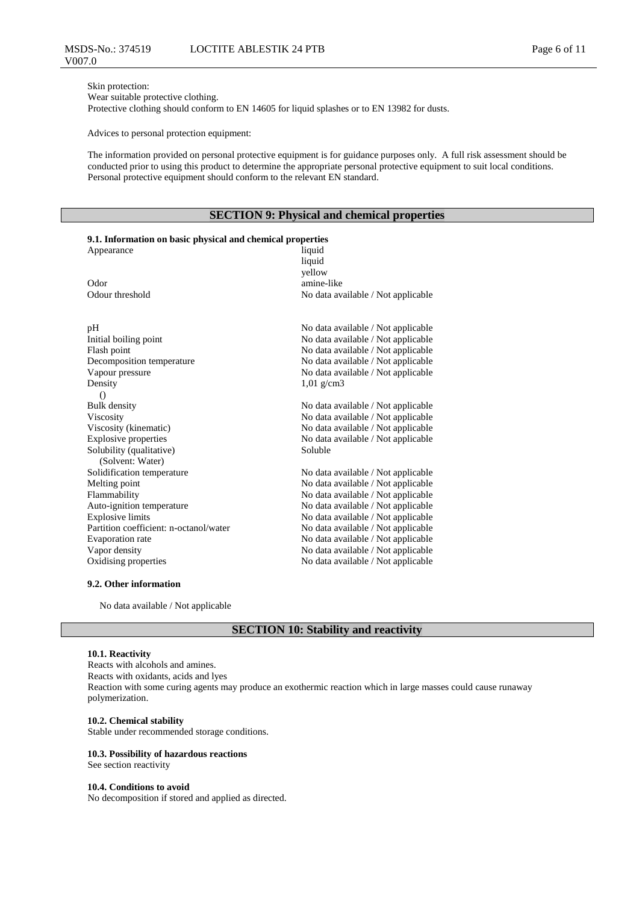Skin protection:
Wear suitable protective clothing.
Protective clothing should conform to EN 14605 for liquid splashes or to EN 13982 for dusts.

Advices to personal protection equipment:

The information provided on personal protective equipment is for guidance purposes only. A full risk assessment should be conducted prior to using this product to determine the appropriate personal protective equipment to suit local conditions. Personal protective equipment should conform to the relevant EN standard.

## SECTION 9: Physical and chemical properties

**9.1. Information on basic physical and chemical properties**

| Property | Value |
|---|---|
| Appearance | liquid<br>liquid<br>yellow |
| Odor | amine-like |
| Odour threshold | No data available / Not applicable |
| pH | No data available / Not applicable |
| Initial boiling point | No data available / Not applicable |
| Flash point | No data available / Not applicable |
| Decomposition temperature | No data available / Not applicable |
| Vapour pressure | No data available / Not applicable |
| Density<br>() | 1,01 g/cm3 |
| Bulk density | No data available / Not applicable |
| Viscosity | No data available / Not applicable |
| Viscosity (kinematic) | No data available / Not applicable |
| Explosive properties | No data available / Not applicable |
| Solubility (qualitative)<br>(Solvent: Water) | Soluble |
| Solidification temperature | No data available / Not applicable |
| Melting point | No data available / Not applicable |
| Flammability | No data available / Not applicable |
| Auto-ignition temperature | No data available / Not applicable |
| Explosive limits | No data available / Not applicable |
| Partition coefficient: n-octanol/water | No data available / Not applicable |
| Evaporation rate | No data available / Not applicable |
| Vapor density | No data available / Not applicable |
| Oxidising properties | No data available / Not applicable |

**9.2. Other information**

No data available / Not applicable

## SECTION 10: Stability and reactivity

**10.1. Reactivity**
Reacts with alcohols and amines.
Reacts with oxidants, acids and lyes
Reaction with some curing agents may produce an exothermic reaction which in large masses could cause runaway polymerization.

**10.2. Chemical stability**
Stable under recommended storage conditions.

**10.3. Possibility of hazardous reactions**
See section reactivity

**10.4. Conditions to avoid**
No decomposition if stored and applied as directed.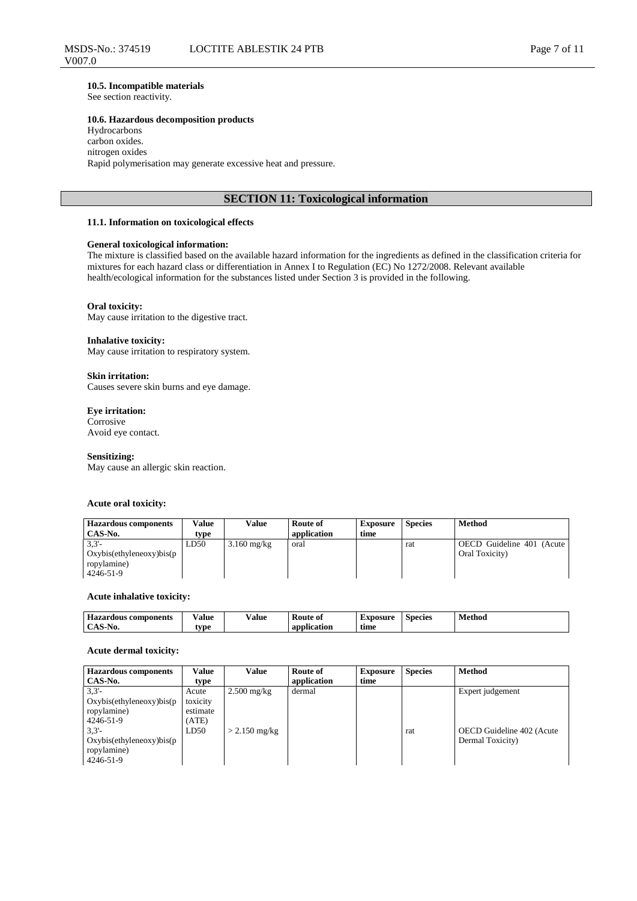#### 10.5. Incompatible materials
See section reactivity.

#### 10.6. Hazardous decomposition products
Hydrocarbons
carbon oxides.
nitrogen oxides
Rapid polymerisation may generate excessive heat and pressure.

## SECTION 11: Toxicological information

#### 11.1. Information on toxicological effects

**General toxicological information:**
The mixture is classified based on the available hazard information for the ingredients as defined in the classification criteria for mixtures for each hazard class or differentiation in Annex I to Regulation (EC) No 1272/2008. Relevant available health/ecological information for the substances listed under Section 3 is provided in the following.

**Oral toxicity:**
May cause irritation to the digestive tract.

**Inhalative toxicity:**
May cause irritation to respiratory system.

**Skin irritation:**
Causes severe skin burns and eye damage.

**Eye irritation:**
Corrosive
Avoid eye contact.

**Sensitizing:**
May cause an allergic skin reaction.

**Acute oral toxicity:**

| Hazardous components CAS-No. | Value type | Value | Route of application | Exposure time | Species | Method |
|---|---|---|---|---|---|---|
| 3,3'-Oxybis(ethyleneoxy)bis(propylamine) 4246-51-9 | LD50 | 3.160 mg/kg | oral | | rat | OECD Guideline 401 (Acute Oral Toxicity) |

**Acute inhalative toxicity:**

| Hazardous components CAS-No. | Value type | Value | Route of application | Exposure time | Species | Method |
|---|---|---|---|---|---|---|

**Acute dermal toxicity:**

| Hazardous components CAS-No. | Value type | Value | Route of application | Exposure time | Species | Method |
|---|---|---|---|---|---|---|
| 3,3'-Oxybis(ethyleneoxy)bis(propylamine) 4246-51-9 | Acute toxicity estimate (ATE) | 2.500 mg/kg | dermal | | | Expert judgement |
| 3,3'-Oxybis(ethyleneoxy)bis(propylamine) 4246-51-9 | LD50 | > 2.150 mg/kg | | | rat | OECD Guideline 402 (Acute Dermal Toxicity) |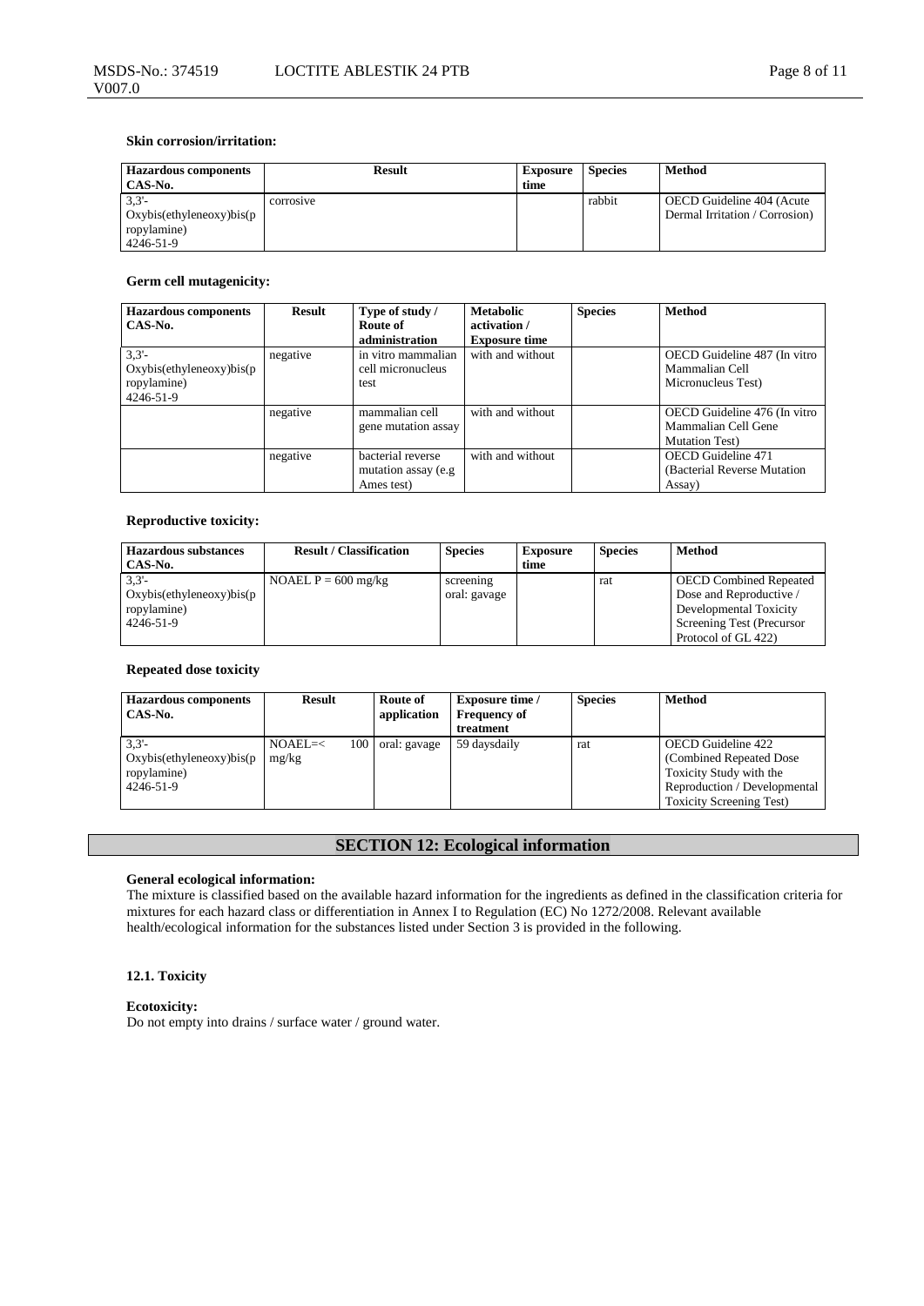**Skin corrosion/irritation:**

| Hazardous components CAS-No. | Result | Exposure time | Species | Method |
| --- | --- | --- | --- | --- |
| 3,3'-Oxybis(ethyleneoxy)bis(propylamine) 4246-51-9 | corrosive | | rabbit | OECD Guideline 404 (Acute Dermal Irritation / Corrosion) |

**Germ cell mutagenicity:**

| Hazardous components CAS-No. | Result | Type of study / Route of administration | Metabolic activation / Exposure time | Species | Method |
| --- | --- | --- | --- | --- | --- |
| 3,3'-Oxybis(ethyleneoxy)bis(propylamine) 4246-51-9 | negative | in vitro mammalian cell micronucleus test | with and without | | OECD Guideline 487 (In vitro Mammalian Cell Micronucleus Test) |
| | negative | mammalian cell gene mutation assay | with and without | | OECD Guideline 476 (In vitro Mammalian Cell Gene Mutation Test) |
| | negative | bacterial reverse mutation assay (e.g Ames test) | with and without | | OECD Guideline 471 (Bacterial Reverse Mutation Assay) |

**Reproductive toxicity:**

| Hazardous substances CAS-No. | Result / Classification | Species | Exposure time | Species | Method |
| --- | --- | --- | --- | --- | --- |
| 3,3'-Oxybis(ethyleneoxy)bis(propylamine) 4246-51-9 | NOAEL P = 600 mg/kg | screening oral: gavage | | rat | OECD Combined Repeated Dose and Reproductive / Developmental Toxicity Screening Test (Precursor Protocol of GL 422) |

**Repeated dose toxicity**

| Hazardous components CAS-No. | Result | Route of application | Exposure time / Frequency of treatment | Species | Method |
| --- | --- | --- | --- | --- | --- |
| 3,3'-Oxybis(ethyleneoxy)bis(propylamine) 4246-51-9 | NOAEL=< 100 mg/kg | oral: gavage | 59 daysdaily | rat | OECD Guideline 422 (Combined Repeated Dose Toxicity Study with the Reproduction / Developmental Toxicity Screening Test) |

## SECTION 12: Ecological information

**General ecological information:**
The mixture is classified based on the available hazard information for the ingredients as defined in the classification criteria for mixtures for each hazard class or differentiation in Annex I to Regulation (EC) No 1272/2008. Relevant available health/ecological information for the substances listed under Section 3 is provided in the following.

### 12.1. Toxicity

**Ecotoxicity:**
Do not empty into drains / surface water / ground water.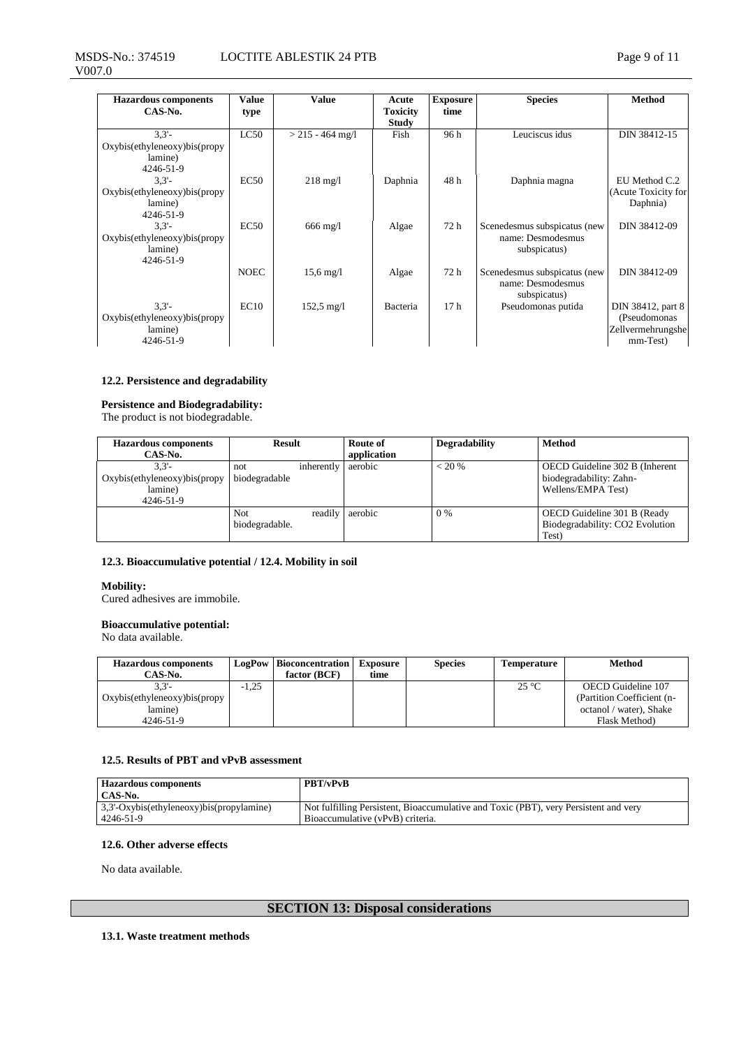| Hazardous components CAS-No. | Value type | Value | Acute Toxicity Study | Exposure time | Species | Method |
|---|---|---|---|---|---|---|
| 3,3'-Oxybis(ethyleneoxy)bis(propylamine) 4246-51-9 | LC50 | > 215 - 464 mg/l | Fish | 96 h | Leuciscus idus | DIN 38412-15 |
| 3,3'-Oxybis(ethyleneoxy)bis(propylamine) 4246-51-9 | EC50 | 218 mg/l | Daphnia | 48 h | Daphnia magna | EU Method C.2 (Acute Toxicity for Daphnia) |
| 3,3'-Oxybis(ethyleneoxy)bis(propylamine) 4246-51-9 | EC50 | 666 mg/l | Algae | 72 h | Scenedesmus subspicatus (new name: Desmodesmus subspicatus) | DIN 38412-09 |
| | NOEC | 15,6 mg/l | Algae | 72 h | Scenedesmus subspicatus (new name: Desmodesmus subspicatus) | DIN 38412-09 |
| 3,3'-Oxybis(ethyleneoxy)bis(propylamine) 4246-51-9 | EC10 | 152,5 mg/l | Bacteria | 17 h | Pseudomonas putida | DIN 38412, part 8 (Pseudomonas Zellvermehrungshemm-Test) |

### 12.2. Persistence and degradability

**Persistence and Biodegradability:**
The product is not biodegradable.

| Hazardous components CAS-No. | Result | Route of application | Degradability | Method |
|---|---|---|---|---|
| 3,3'-Oxybis(ethyleneoxy)bis(propylamine) 4246-51-9 | not inherently biodegradable | aerobic | < 20 % | OECD Guideline 302 B (Inherent biodegradability: Zahn-Wellens/EMPA Test) |
| | Not readily biodegradable. | aerobic | 0 % | OECD Guideline 301 B (Ready Biodegradability: CO2 Evolution Test) |

### 12.3. Bioaccumulative potential / 12.4. Mobility in soil

**Mobility:**
Cured adhesives are immobile.

**Bioaccumulative potential:**
No data available.

| Hazardous components CAS-No. | LogPow | Bioconcentration factor (BCF) | Exposure time | Species | Temperature | Method |
|---|---|---|---|---|---|---|
| 3,3'-Oxybis(ethyleneoxy)bis(propylamine) 4246-51-9 | -1,25 | | | | 25 °C | OECD Guideline 107 (Partition Coefficient (n-octanol / water), Shake Flask Method) |

### 12.5. Results of PBT and vPvB assessment

| Hazardous components CAS-No. | PBT/vPvB |
|---|---|
| 3,3'-Oxybis(ethyleneoxy)bis(propylamine) 4246-51-9 | Not fulfilling Persistent, Bioaccumulative and Toxic (PBT), very Persistent and very Bioaccumulative (vPvB) criteria. |

### 12.6. Other adverse effects

No data available.

## SECTION 13: Disposal considerations

### 13.1. Waste treatment methods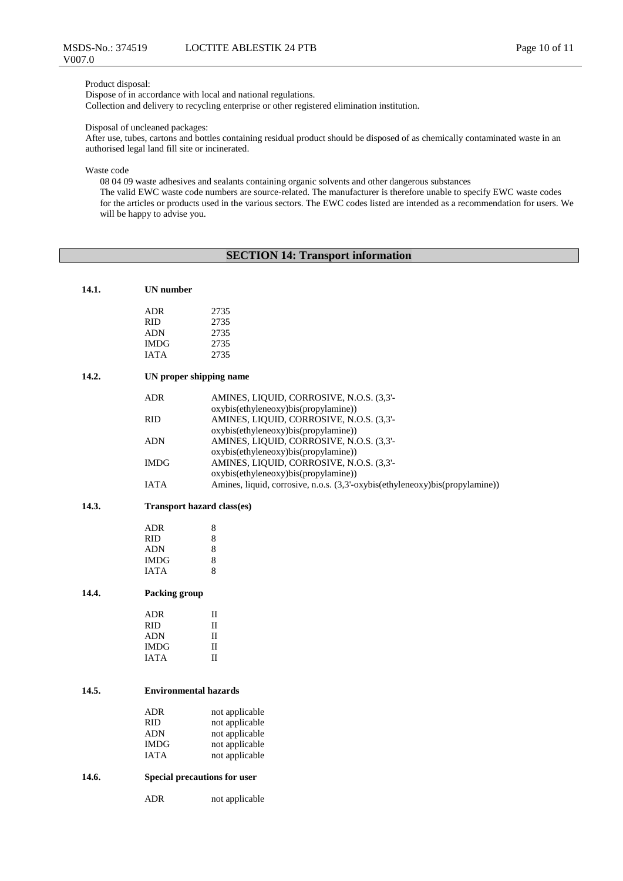Product disposal:
Dispose of in accordance with local and national regulations.
Collection and delivery to recycling enterprise or other registered elimination institution.

Disposal of uncleaned packages:
After use, tubes, cartons and bottles containing residual product should be disposed of as chemically contaminated waste in an authorised legal land fill site or incinerated.

Waste code
08 04 09 waste adhesives and sealants containing organic solvents and other dangerous substances
The valid EWC waste code numbers are source-related. The manufacturer is therefore unable to specify EWC waste codes for the articles or products used in the various sectors. The EWC codes listed are intended as a recommendation for users. We will be happy to advise you.

## SECTION 14: Transport information

### 14.1. UN number

| | |
|---|---|
| ADR | 2735 |
| RID | 2735 |
| ADN | 2735 |
| IMDG | 2735 |
| IATA | 2735 |

### 14.2. UN proper shipping name

| | |
|---|---|
| ADR | AMINES, LIQUID, CORROSIVE, N.O.S. (3,3'-oxybis(ethyleneoxy)bis(propylamine)) |
| RID | AMINES, LIQUID, CORROSIVE, N.O.S. (3,3'-oxybis(ethyleneoxy)bis(propylamine)) |
| ADN | AMINES, LIQUID, CORROSIVE, N.O.S. (3,3'-oxybis(ethyleneoxy)bis(propylamine)) |
| IMDG | AMINES, LIQUID, CORROSIVE, N.O.S. (3,3'-oxybis(ethyleneoxy)bis(propylamine)) |
| IATA | Amines, liquid, corrosive, n.o.s. (3,3'-oxybis(ethyleneoxy)bis(propylamine)) |

### 14.3. Transport hazard class(es)

| | |
|---|---|
| ADR | 8 |
| RID | 8 |
| ADN | 8 |
| IMDG | 8 |
| IATA | 8 |

### 14.4. Packing group

| | |
|---|---|
| ADR | II |
| RID | II |
| ADN | II |
| IMDG | II |
| IATA | II |

### 14.5. Environmental hazards

| | |
|---|---|
| ADR | not applicable |
| RID | not applicable |
| ADN | not applicable |
| IMDG | not applicable |
| IATA | not applicable |

### 14.6. Special precautions for user

| | |
|---|---|
| ADR | not applicable |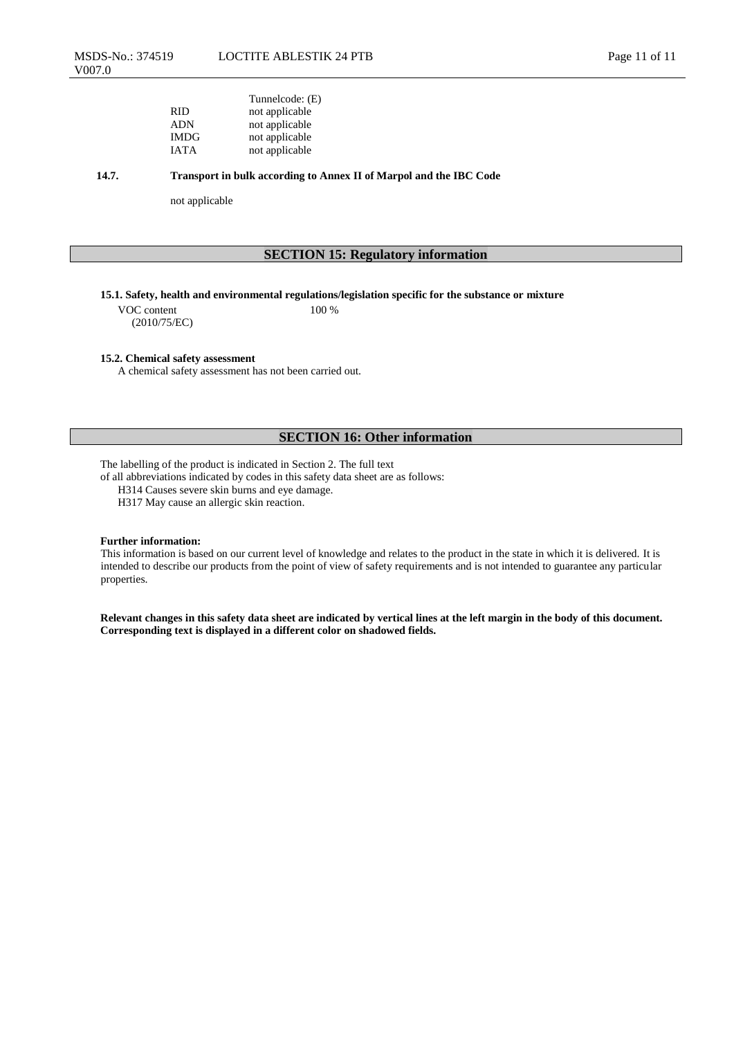| | |
|---|---|
| | Tunnelcode: (E) |
| RID | not applicable |
| ADN | not applicable |
| IMDG | not applicable |
| IATA | not applicable |

**14.7. Transport in bulk according to Annex II of Marpol and the IBC Code**

not applicable

## SECTION 15: Regulatory information

**15.1. Safety, health and environmental regulations/legislation specific for the substance or mixture**

VOC content (2010/75/EC) 100 %

**15.2. Chemical safety assessment**

A chemical safety assessment has not been carried out.

## SECTION 16: Other information

The labelling of the product is indicated in Section 2. The full text of all abbreviations indicated by codes in this safety data sheet are as follows:

H314 Causes severe skin burns and eye damage.
H317 May cause an allergic skin reaction.

**Further information:**

This information is based on our current level of knowledge and relates to the product in the state in which it is delivered. It is intended to describe our products from the point of view of safety requirements and is not intended to guarantee any particular properties.

**Relevant changes in this safety data sheet are indicated by vertical lines at the left margin in the body of this document. Corresponding text is displayed in a different color on shadowed fields.**